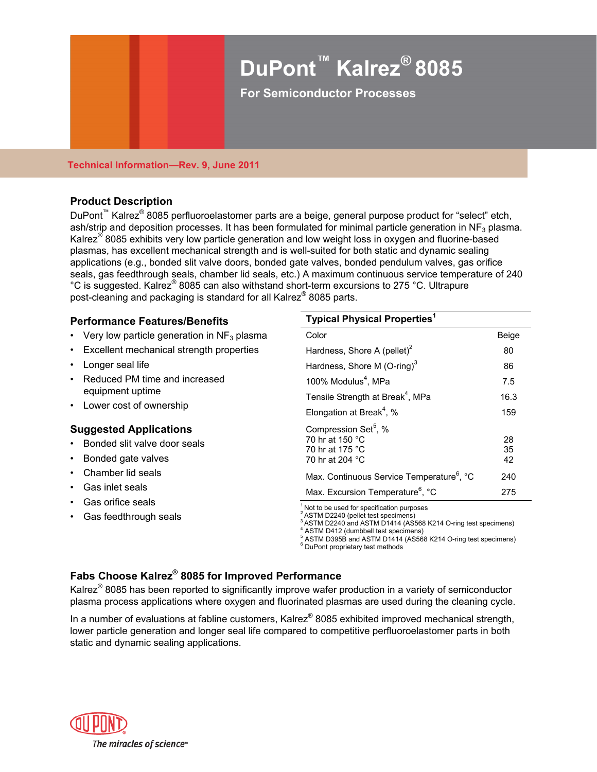# DuPont™ Kalrez® 8085

## For Semiconductor Processes

**Technical Information—Rev. 9, June 2011**

### Product Description

DuPont™ Kalrez® 8085 perfluoroelastomer parts are a beige, general purpose product for "select" etch, ash/strip and deposition processes. It has been formulated for minimal particle generation in $NF_3$ plasma. Kalrez® 8085 exhibits very low particle generation and low weight loss in oxygen and fluorine-based plasmas, has excellent mechanical strength and is well-suited for both static and dynamic sealing applications (e.g., bonded slit valve doors, bonded gate valves, bonded pendulum valves, gas orifice seals, gas feedthrough seals, chamber lid seals, etc.) A maximum continuous service temperature of 240 °C is suggested. Kalrez® 8085 can also withstand short-term excursions to 275 °C. Ultrapure post-cleaning and packaging is standard for all Kalrez® 8085 parts.

### Performance Features/Benefits

- Very low particle generation in $NF_3$ plasma
- Excellent mechanical strength properties
- Longer seal life
- Reduced PM time and increased equipment uptime
- Lower cost of ownership

### Suggested Applications

- Bonded slit valve door seals
- Bonded gate valves
- Chamber lid seals
- Gas inlet seals
- Gas orifice seals
- Gas feedthrough seals

| Typical Physical Properties[1] | |
|---|---|
| Color | Beige |
| Hardness, Shore A (pellet)[2] | 80 |
| Hardness, Shore M (O-ring)[3] | 86 |
| 100% Modulus[4], MPa | 7.5 |
| Tensile Strength at Break[4], MPa | 16.3 |
| Elongation at Break[4], % | 159 |
| Compression Set[5], % | |
| 70 hr at 150 °C | 28 |
| 70 hr at 175 °C | 35 |
| 70 hr at 204 °C | 42 |
| Max. Continuous Service Temperature[6], °C | 240 |
| Max. Excursion Temperature[6], °C | 275 |

[1] Not to be used for specification purposes
[2] ASTM D2240 (pellet test specimens)
[3] ASTM D2240 and ASTM D1414 (AS568 K214 O-ring test specimens)
[4] ASTM D412 (dumbbell test specimens)
[5] ASTM D395B and ASTM D1414 (AS568 K214 O-ring test specimens)
[6] DuPont proprietary test methods

### Fabs Choose Kalrez® 8085 for Improved Performance

Kalrez® 8085 has been reported to significantly improve wafer production in a variety of semiconductor plasma process applications where oxygen and fluorinated plasmas are used during the cleaning cycle.

In a number of evaluations at fabline customers, Kalrez® 8085 exhibited improved mechanical strength, lower particle generation and longer seal life compared to competitive perfluoroelastomer parts in both static and dynamic sealing applications.

DUPONT

*The miracles of science™*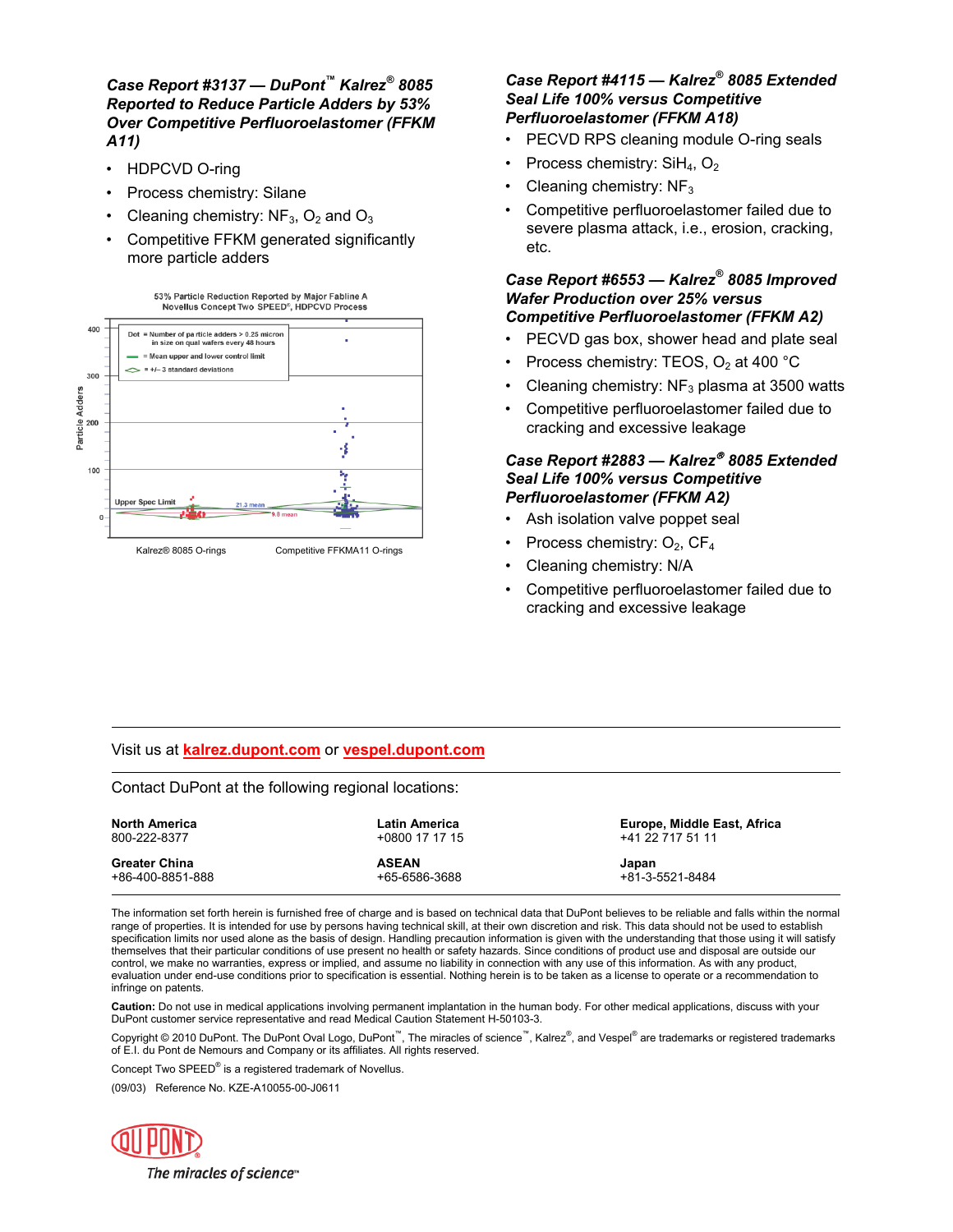### *Case Report #3137 — DuPont™ Kalrez® 8085 Reported to Reduce Particle Adders by 53% Over Competitive Perfluoroelastomer (FFKM A11)*

- HDPCVD O-ring
- Process chemistry: Silane
- Cleaning chemistry: $NF_3$, $O_2$ and $O_3$
- Competitive FFKM generated significantly more particle adders

53% Particle Reduction Reported by Major Fabline A
Novellus Concept Two SPEED®, HDPCVD Process

Particle Adders

400
300
200
100
0

Dot = Number of particle adders > 0.25 micron in size on qual wafers every 48 hours
= Mean upper and lower control limit
= +/– 3 standard deviations

Upper Spec Limit
21.3 mean
9.8 mean

Kalrez® 8085 O-rings
Competitive FFKMA11 O-rings

### *Case Report #4115 — Kalrez® 8085 Extended Seal Life 100% versus Competitive Perfluoroelastomer (FFKM A18)*

- PECVD RPS cleaning module O-ring seals
- Process chemistry: $SiH_4$, $O_2$
- Cleaning chemistry: $NF_3$
- Competitive perfluoroelastomer failed due to severe plasma attack, i.e., erosion, cracking, etc.

### *Case Report #6553 — Kalrez® 8085 Improved Wafer Production over 25% versus Competitive Perfluoroelastomer (FFKM A2)*

- PECVD gas box, shower head and plate seal
- Process chemistry: TEOS, $O_2$ at 400 °C
- Cleaning chemistry: $NF_3$ plasma at 3500 watts
- Competitive perfluoroelastomer failed due to cracking and excessive leakage

### *Case Report #2883 — Kalrez® 8085 Extended Seal Life 100% versus Competitive Perfluoroelastomer (FFKM A2)*

- Ash isolation valve poppet seal
- Process chemistry: $O_2$, $CF_4$
- Cleaning chemistry: N/A
- Competitive perfluoroelastomer failed due to cracking and excessive leakage

---

Visit us at **kalrez.dupont.com** or **vespel.dupont.com**

---

Contact DuPont at the following regional locations:

| | | |
|---|---|---|
| **North America**<br>800-222-8377 | **Latin America**<br>+0800 17 17 15 | **Europe, Middle East, Africa**<br>+41 22 717 51 11 |
| **Greater China**<br>+86-400-8851-888 | **ASEAN**<br>+65-6586-3688 | **Japan**<br>+81-3-5521-8484 |

The information set forth herein is furnished free of charge and is based on technical data that DuPont believes to be reliable and falls within the normal range of properties. It is intended for use by persons having technical skill, at their own discretion and risk. This data should not be used to establish specification limits nor used alone as the basis of design. Handling precaution information is given with the understanding that those using it will satisfy themselves that their particular conditions of use present no health or safety hazards. Since conditions of product use and disposal are outside our control, we make no warranties, express or implied, and assume no liability in connection with any use of this information. As with any product, evaluation under end-use conditions prior to specification is essential. Nothing herein is to be taken as a license to operate or a recommendation to infringe on patents.

**Caution:** Do not use in medical applications involving permanent implantation in the human body. For other medical applications, discuss with your DuPont customer service representative and read Medical Caution Statement H-50103-3.

Copyright © 2010 DuPont. The DuPont Oval Logo, DuPont™, The miracles of science™, Kalrez®, and Vespel® are trademarks or registered trademarks of E.I. du Pont de Nemours and Company or its affiliates. All rights reserved.

Concept Two SPEED® is a registered trademark of Novellus.

(09/03) Reference No. KZE-A10055-00-J0611

DUPONT
The miracles of science™